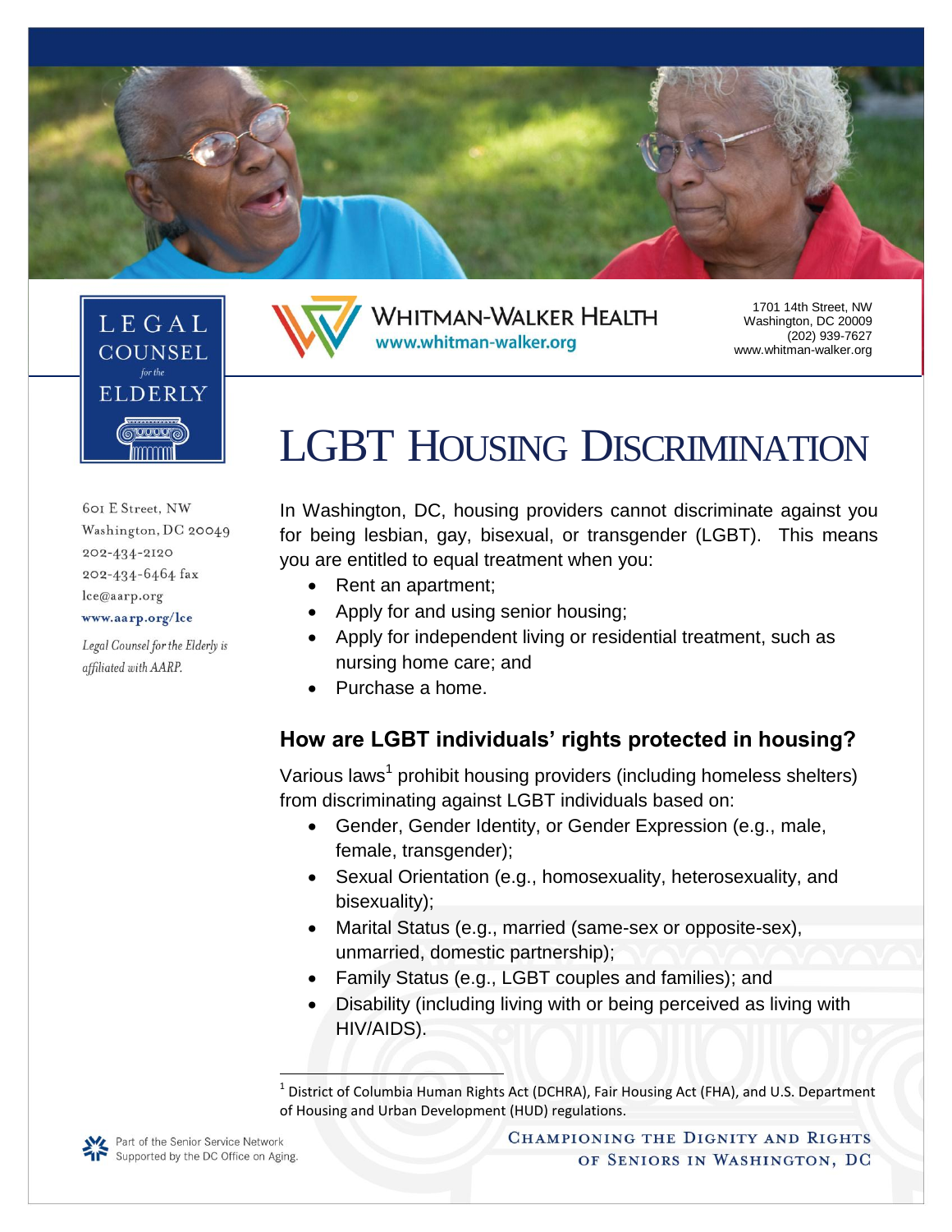LEGAL COUNSEL *for the* ELDERLY

601 E Street, NW
Washington, DC 20049
202-434-2120
202-434-6464 fax
lce@aarp.org
**www.aarp.org/lce**

*Legal Counsel for the Elderly is affiliated with AARP.*

WHITMAN-WALKER HEALTH
www.whitman-walker.org

1701 14th Street, NW
Washington, DC 20009
(202) 939-7627
www.whitman-walker.org

# LGBT Housing Discrimination

In Washington, DC, housing providers cannot discriminate against you for being lesbian, gay, bisexual, or transgender (LGBT). This means you are entitled to equal treatment when you:

- Rent an apartment;
- Apply for and using senior housing;
- Apply for independent living or residential treatment, such as nursing home care; and
- Purchase a home.

## How are LGBT individuals' rights protected in housing?

Various laws[1] prohibit housing providers (including homeless shelters) from discriminating against LGBT individuals based on:

- Gender, Gender Identity, or Gender Expression (e.g., male, female, transgender);
- Sexual Orientation (e.g., homosexuality, heterosexuality, and bisexuality);
- Marital Status (e.g., married (same-sex or opposite-sex), unmarried, domestic partnership);
- Family Status (e.g., LGBT couples and families); and
- Disability (including living with or being perceived as living with HIV/AIDS).

[1] District of Columbia Human Rights Act (DCHRA), Fair Housing Act (FHA), and U.S. Department of Housing and Urban Development (HUD) regulations.

Part of the Senior Service Network
Supported by the DC Office on Aging.

CHAMPIONING THE DIGNITY AND RIGHTS OF SENIORS IN WASHINGTON, DC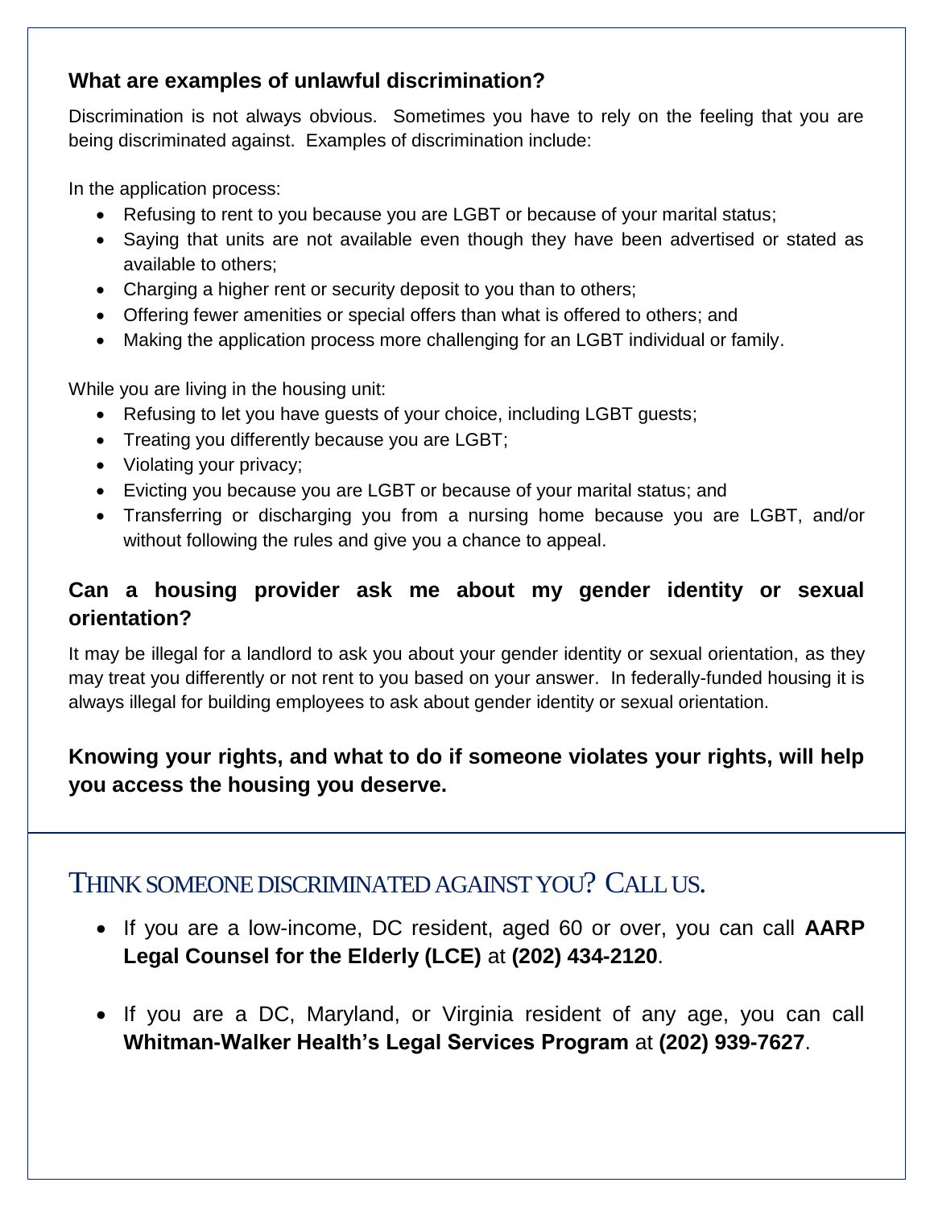## What are examples of unlawful discrimination?

Discrimination is not always obvious. Sometimes you have to rely on the feeling that you are being discriminated against. Examples of discrimination include:

In the application process:

- Refusing to rent to you because you are LGBT or because of your marital status;
- Saying that units are not available even though they have been advertised or stated as available to others;
- Charging a higher rent or security deposit to you than to others;
- Offering fewer amenities or special offers than what is offered to others; and
- Making the application process more challenging for an LGBT individual or family.

While you are living in the housing unit:

- Refusing to let you have guests of your choice, including LGBT guests;
- Treating you differently because you are LGBT;
- Violating your privacy;
- Evicting you because you are LGBT or because of your marital status; and
- Transferring or discharging you from a nursing home because you are LGBT, and/or without following the rules and give you a chance to appeal.

## Can a housing provider ask me about my gender identity or sexual orientation?

It may be illegal for a landlord to ask you about your gender identity or sexual orientation, as they may treat you differently or not rent to you based on your answer. In federally-funded housing it is always illegal for building employees to ask about gender identity or sexual orientation.

**Knowing your rights, and what to do if someone violates your rights, will help you access the housing you deserve.**

## THINK SOMEONE DISCRIMINATED AGAINST YOU? CALL US.

- If you are a low-income, DC resident, aged 60 or over, you can call **AARP Legal Counsel for the Elderly (LCE)** at **(202) 434-2120**.
- If you are a DC, Maryland, or Virginia resident of any age, you can call **Whitman-Walker Health's Legal Services Program** at **(202) 939-7627**.